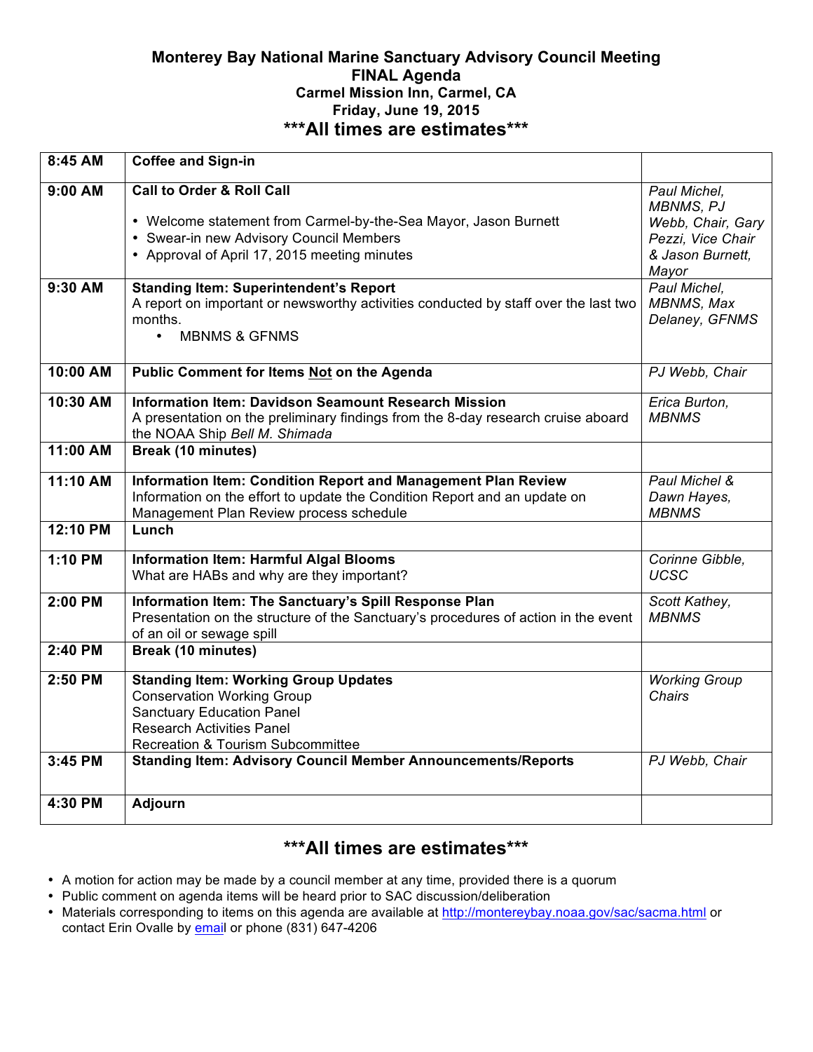# Monterey Bay National Marine Sanctuary Advisory Council Meeting

## FINAL Agenda

**Carmel Mission Inn, Carmel, CA**

**Friday, June 19, 2015**

## ***All times are estimates***

| | | |
|---|---|---|
| **8:45 AM** | **Coffee and Sign-in** | |
| **9:00 AM** | **Call to Order & Roll Call**<br>• Welcome statement from Carmel-by-the-Sea Mayor, Jason Burnett<br>• Swear-in new Advisory Council Members<br>• Approval of April 17, 2015 meeting minutes | *Paul Michel, MBNMS, PJ Webb, Chair, Gary Pezzi, Vice Chair & Jason Burnett, Mayor* |
| **9:30 AM** | **Standing Item: Superintendent's Report**<br>A report on important or newsworthy activities conducted by staff over the last two months.<br>• MBNMS & GFNMS | *Paul Michel, MBNMS, Max Delaney, GFNMS* |
| **10:00 AM** | **Public Comment for Items <u>Not</u> on the Agenda** | *PJ Webb, Chair* |
| **10:30 AM** | **Information Item: Davidson Seamount Research Mission**<br>A presentation on the preliminary findings from the 8-day research cruise aboard the NOAA Ship *Bell M. Shimada* | *Erica Burton, MBNMS* |
| **11:00 AM** | **Break (10 minutes)** | |
| **11:10 AM** | **Information Item: Condition Report and Management Plan Review**<br>Information on the effort to update the Condition Report and an update on Management Plan Review process schedule | *Paul Michel & Dawn Hayes, MBNMS* |
| **12:10 PM** | **Lunch** | |
| **1:10 PM** | **Information Item: Harmful Algal Blooms**<br>What are HABs and why are they important? | *Corinne Gibble, UCSC* |
| **2:00 PM** | **Information Item: The Sanctuary's Spill Response Plan**<br>Presentation on the structure of the Sanctuary's procedures of action in the event of an oil or sewage spill | *Scott Kathey, MBNMS* |
| **2:40 PM** | **Break (10 minutes)** | |
| **2:50 PM** | **Standing Item: Working Group Updates**<br>Conservation Working Group<br>Sanctuary Education Panel<br>Research Activities Panel<br>Recreation & Tourism Subcommittee | *Working Group Chairs* |
| **3:45 PM** | **Standing Item: Advisory Council Member Announcements/Reports** | *PJ Webb, Chair* |
| **4:30 PM** | **Adjourn** | |

## ***All times are estimates***

- A motion for action may be made by a council member at any time, provided there is a quorum
- Public comment on agenda items will be heard prior to SAC discussion/deliberation
- Materials corresponding to items on this agenda are available at http://montereybay.noaa.gov/sac/sacma.html or contact Erin Ovalle by email or phone (831) 647-4206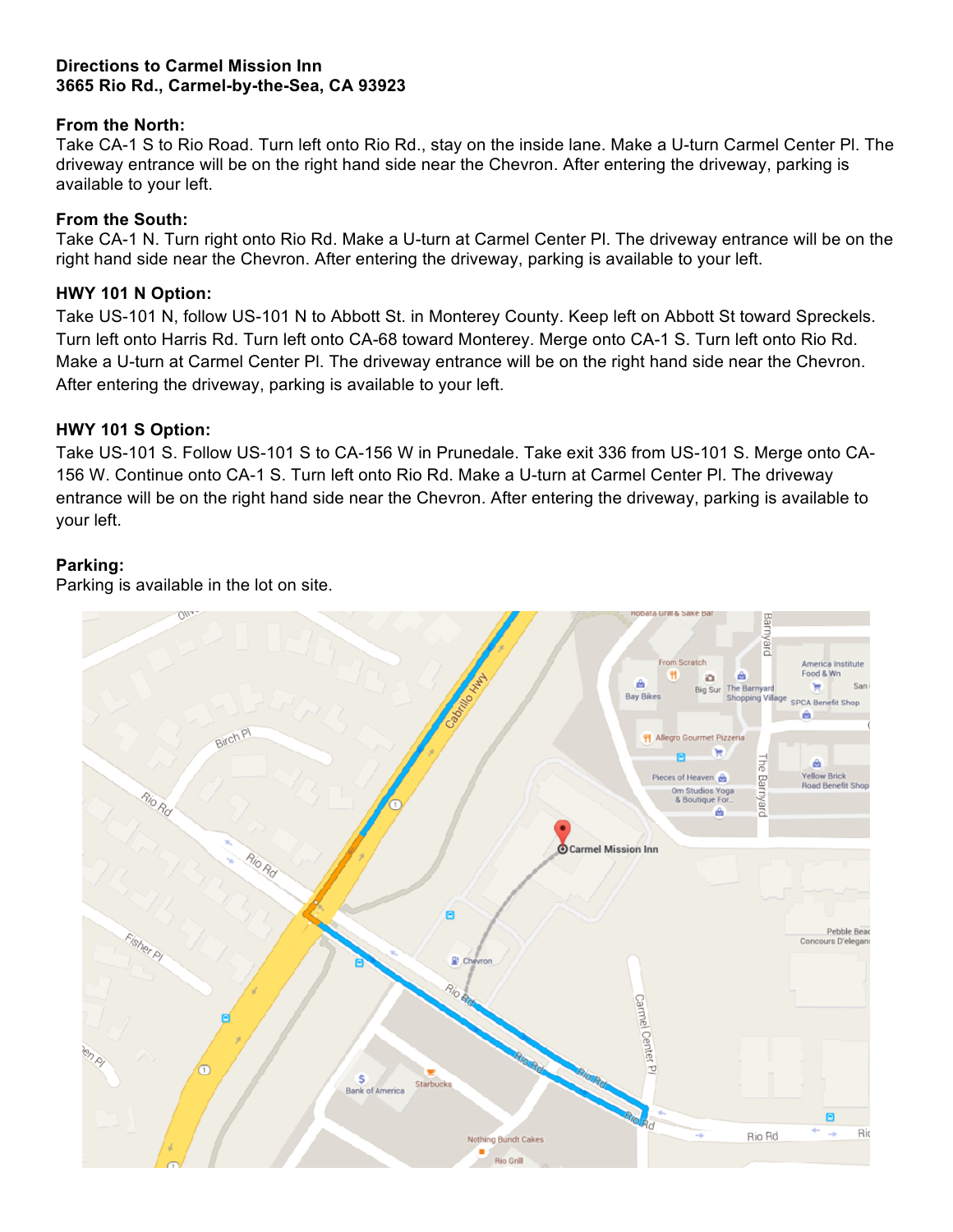**Directions to Carmel Mission Inn**
**3665 Rio Rd., Carmel-by-the-Sea, CA 93923**

**From the North:**
Take CA-1 S to Rio Road. Turn left onto Rio Rd., stay on the inside lane. Make a U-turn Carmel Center Pl. The driveway entrance will be on the right hand side near the Chevron. After entering the driveway, parking is available to your left.

**From the South:**
Take CA-1 N. Turn right onto Rio Rd. Make a U-turn at Carmel Center Pl. The driveway entrance will be on the right hand side near the Chevron. After entering the driveway, parking is available to your left.

**HWY 101 N Option:**
Take US-101 N, follow US-101 N to Abbott St. in Monterey County. Keep left on Abbott St toward Spreckels. Turn left onto Harris Rd. Turn left onto CA-68 toward Monterey. Merge onto CA-1 S. Turn left onto Rio Rd. Make a U-turn at Carmel Center Pl. The driveway entrance will be on the right hand side near the Chevron. After entering the driveway, parking is available to your left.

**HWY 101 S Option:**
Take US-101 S. Follow US-101 S to CA-156 W in Prunedale. Take exit 336 from US-101 S. Merge onto CA-156 W. Continue onto CA-1 S. Turn left onto Rio Rd. Make a U-turn at Carmel Center Pl. The driveway entrance will be on the right hand side near the Chevron. After entering the driveway, parking is available to your left.

**Parking:**
Parking is available in the lot on site.